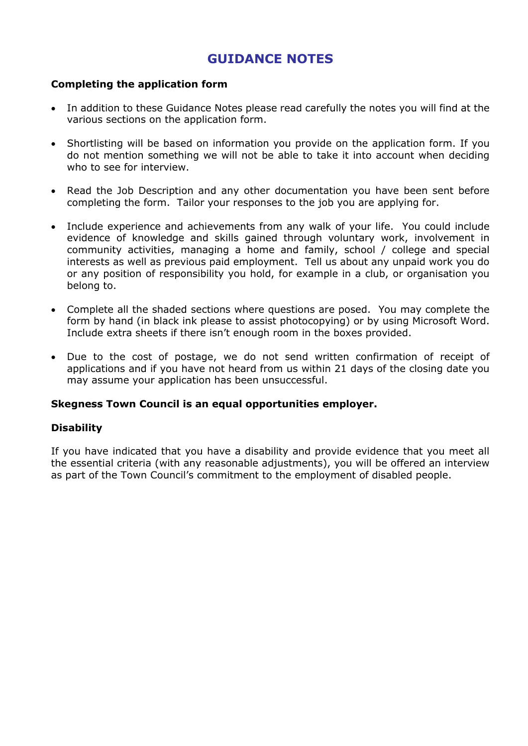# GUIDANCE NOTES

**Completing the application form**

- In addition to these Guidance Notes please read carefully the notes you will find at the various sections on the application form.

- Shortlisting will be based on information you provide on the application form. If you do not mention something we will not be able to take it into account when deciding who to see for interview.

- Read the Job Description and any other documentation you have been sent before completing the form. Tailor your responses to the job you are applying for.

- Include experience and achievements from any walk of your life. You could include evidence of knowledge and skills gained through voluntary work, involvement in community activities, managing a home and family, school / college and special interests as well as previous paid employment. Tell us about any unpaid work you do or any position of responsibility you hold, for example in a club, or organisation you belong to.

- Complete all the shaded sections where questions are posed. You may complete the form by hand (in black ink please to assist photocopying) or by using Microsoft Word. Include extra sheets if there isn't enough room in the boxes provided.

- Due to the cost of postage, we do not send written confirmation of receipt of applications and if you have not heard from us within 21 days of the closing date you may assume your application has been unsuccessful.

**Skegness Town Council is an equal opportunities employer.**

**Disability**

If you have indicated that you have a disability and provide evidence that you meet all the essential criteria (with any reasonable adjustments), you will be offered an interview as part of the Town Council's commitment to the employment of disabled people.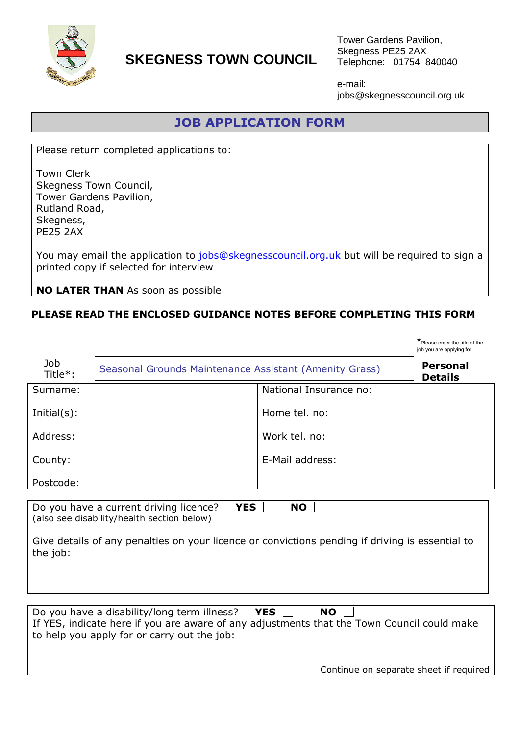# SKEGNESS TOWN COUNCIL

Tower Gardens Pavilion,
Skegness PE25 2AX
Telephone: 01754 840040

e-mail:
jobs@skegnesscouncil.org.uk

## JOB APPLICATION FORM

Please return completed applications to:

Town Clerk
Skegness Town Council,
Tower Gardens Pavilion,
Rutland Road,
Skegness,
PE25 2AX

You may email the application to jobs@skegnesscouncil.org.uk but will be required to sign a printed copy if selected for interview

**NO LATER THAN** As soon as possible

**PLEASE READ THE ENCLOSED GUIDANCE NOTES BEFORE COMPLETING THIS FORM**

*Please enter the title of the job you are applying for.

| Job Title*: | Seasonal Grounds Maintenance Assistant (Amenity Grass) | **Personal Details** |
|---|---|---|

| | |
|---|---|
| Surname: | National Insurance no: |
| Initial(s): | Home tel. no: |
| Address: | Work tel. no: |
| County: | E-Mail address: |
| Postcode: | |

Do you have a current driving licence? **YES** ☐ **NO** ☐
(also see disability/health section below)

Give details of any penalties on your licence or convictions pending if driving is essential to the job:

Do you have a disability/long term illness? **YES** ☐ **NO** ☐
If YES, indicate here if you are aware of any adjustments that the Town Council could make to help you apply for or carry out the job:

Continue on separate sheet if required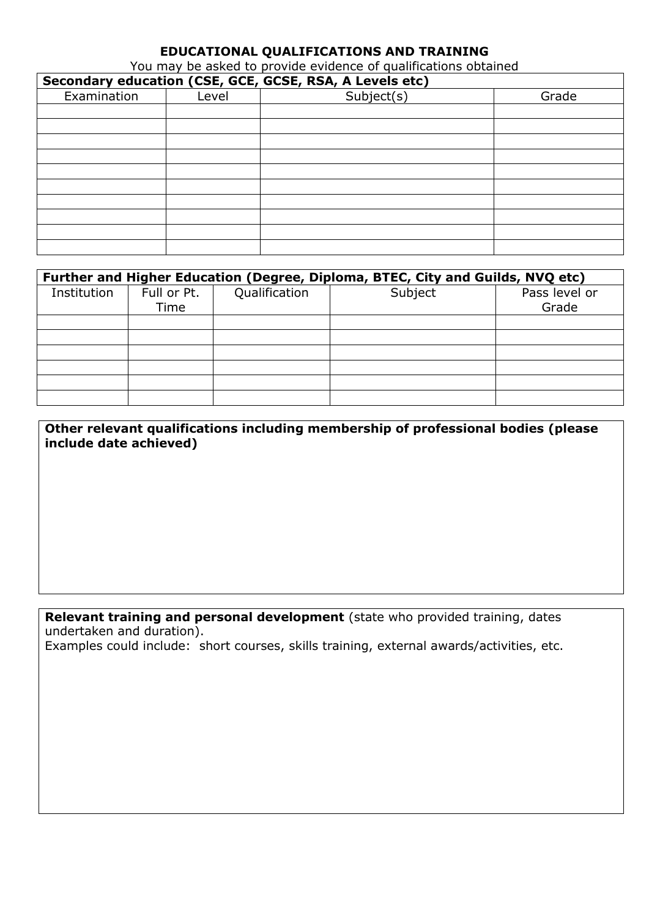# EDUCATIONAL QUALIFICATIONS AND TRAINING

You may be asked to provide evidence of qualifications obtained

| **Secondary education (CSE, GCE, GCSE, RSA, A Levels etc)** | | | |
|---|---|---|---|
| Examination | Level | Subject(s) | Grade |
| | | | |
| | | | |
| | | | |
| | | | |
| | | | |
| | | | |
| | | | |
| | | | |
| | | | |
| | | | |

| **Further and Higher Education (Degree, Diploma, BTEC, City and Guilds, NVQ etc)** | | | | |
|---|---|---|---|---|
| Institution | Full or Pt. Time | Qualification | Subject | Pass level or Grade |
| | | | | |
| | | | | |
| | | | | |
| | | | | |
| | | | | |
| | | | | |

**Other relevant qualifications including membership of professional bodies (please include date achieved)**

**Relevant training and personal development** (state who provided training, dates undertaken and duration).
Examples could include: short courses, skills training, external awards/activities, etc.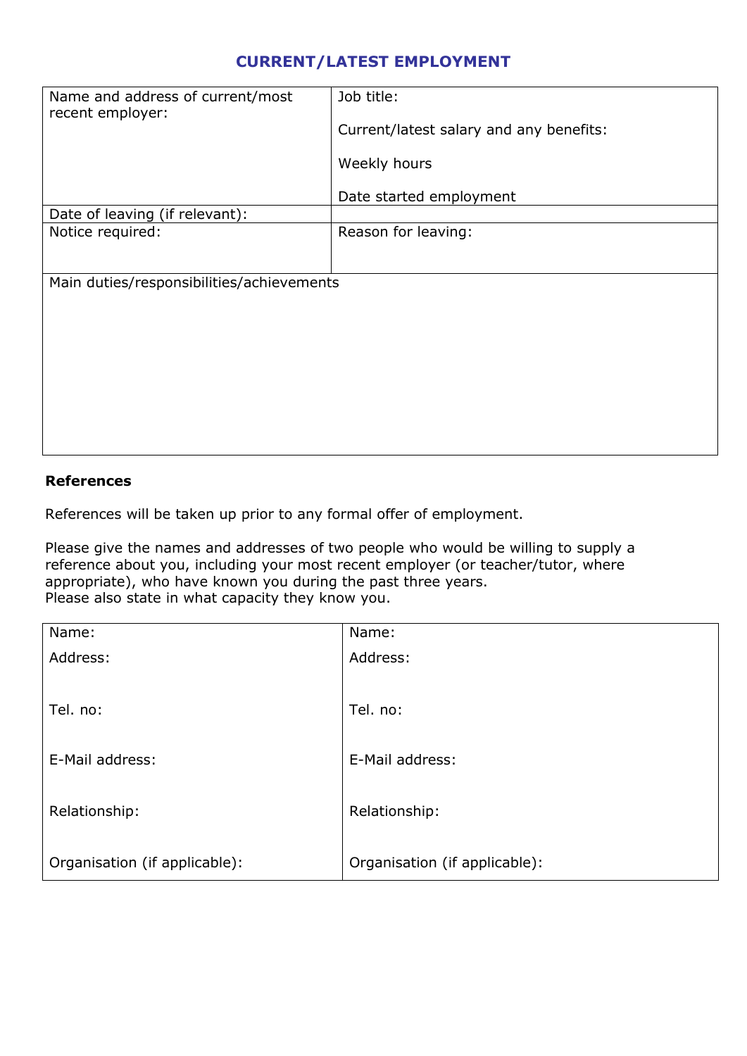## CURRENT/LATEST EMPLOYMENT

| Name and address of current/most recent employer: | Job title:<br><br>Current/latest salary and any benefits:<br><br>Weekly hours<br><br>Date started employment |
|---|---|
| Date of leaving (if relevant): | |
| Notice required: | Reason for leaving: |
| Main duties/responsibilities/achievements | |

**References**

References will be taken up prior to any formal offer of employment.

Please give the names and addresses of two people who would be willing to supply a reference about you, including your most recent employer (or teacher/tutor, where appropriate), who have known you during the past three years.
Please also state in what capacity they know you.

| Name: | Name: |
|---|---|
| Address: | Address: |
| Tel. no: | Tel. no: |
| E-Mail address: | E-Mail address: |
| Relationship: | Relationship: |
| Organisation (if applicable): | Organisation (if applicable): |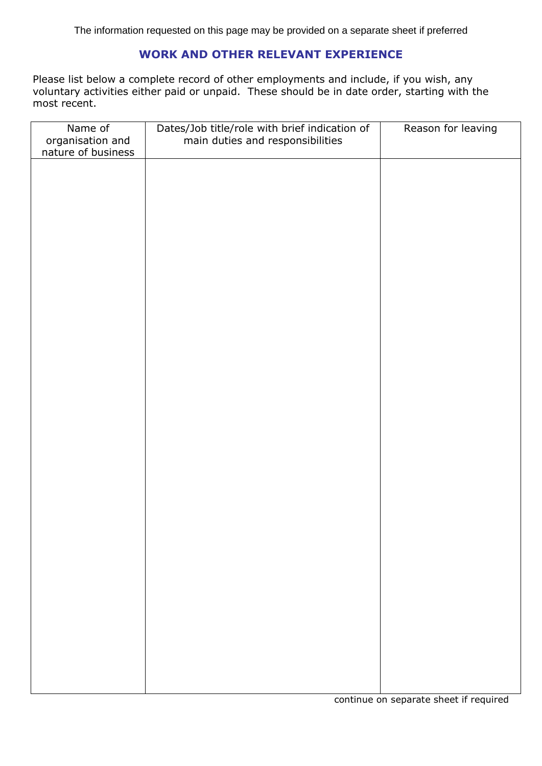The information requested on this page may be provided on a separate sheet if preferred

## WORK AND OTHER RELEVANT EXPERIENCE

Please list below a complete record of other employments and include, if you wish, any voluntary activities either paid or unpaid. These should be in date order, starting with the most recent.

| Name of organisation and nature of business | Dates/Job title/role with brief indication of main duties and responsibilities | Reason for leaving |
|---|---|---|
| | | |

continue on separate sheet if required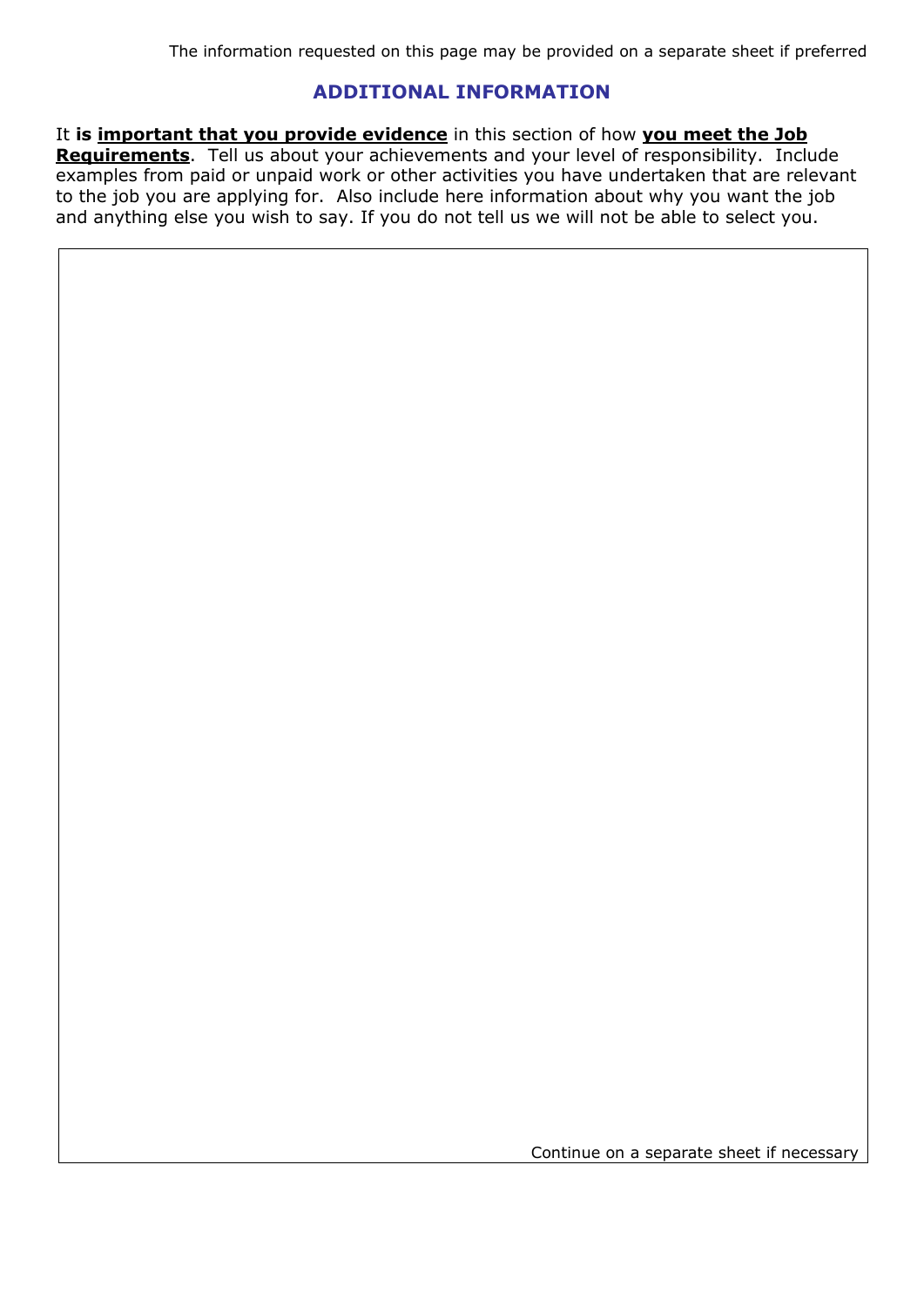The information requested on this page may be provided on a separate sheet if preferred

## ADDITIONAL INFORMATION

It **is <u>important that you provide evidence</u>** in this section of how **<u>you meet the Job Requirements</u>**. Tell us about your achievements and your level of responsibility. Include examples from paid or unpaid work or other activities you have undertaken that are relevant to the job you are applying for. Also include here information about why you want the job and anything else you wish to say. If you do not tell us we will not be able to select you.

Continue on a separate sheet if necessary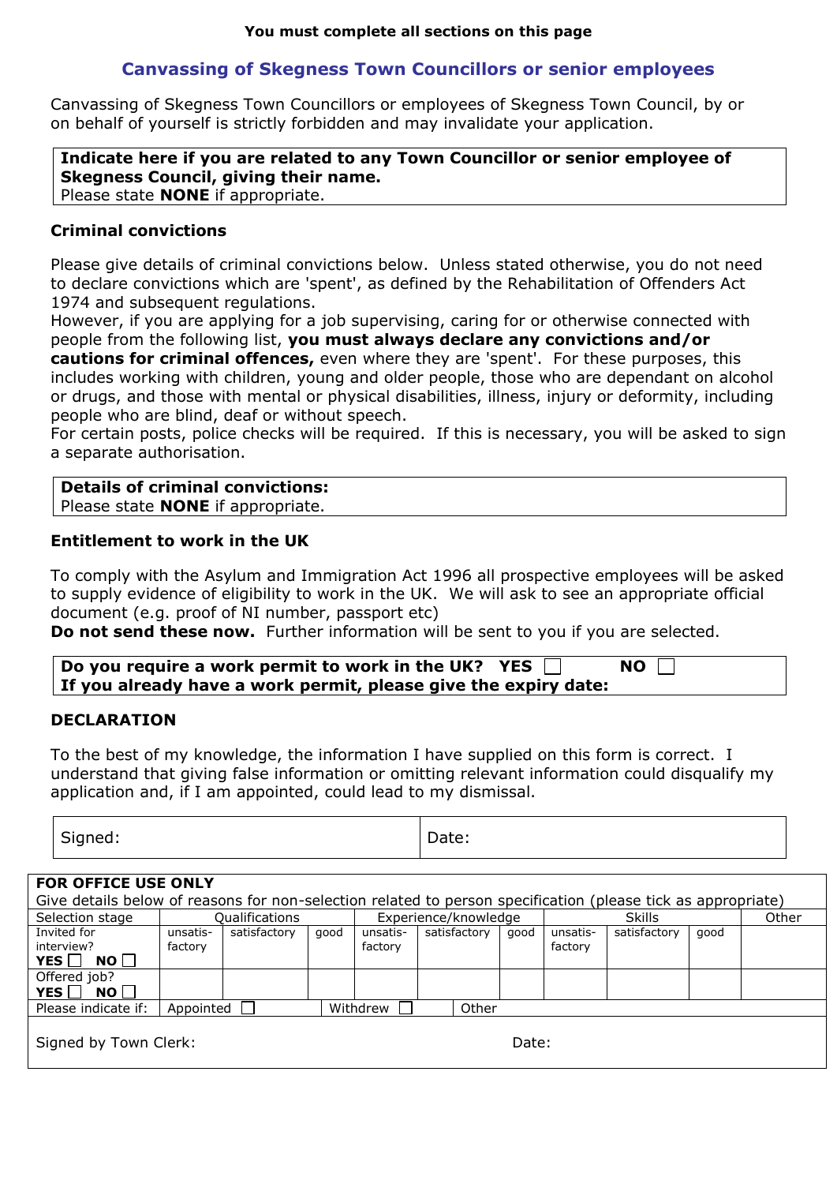**You must complete all sections on this page**

## Canvassing of Skegness Town Councillors or senior employees

Canvassing of Skegness Town Councillors or employees of Skegness Town Council, by or on behalf of yourself is strictly forbidden and may invalidate your application.

| |
|---|
| **Indicate here if you are related to any Town Councillor or senior employee of Skegness Council, giving their name.**<br>Please state **NONE** if appropriate. |

### Criminal convictions

Please give details of criminal convictions below. Unless stated otherwise, you do not need to declare convictions which are 'spent', as defined by the Rehabilitation of Offenders Act 1974 and subsequent regulations.
However, if you are applying for a job supervising, caring for or otherwise connected with people from the following list, **you must always declare any convictions and/or cautions for criminal offences,** even where they are 'spent'. For these purposes, this includes working with children, young and older people, those who are dependant on alcohol or drugs, and those with mental or physical disabilities, illness, injury or deformity, including people who are blind, deaf or without speech.
For certain posts, police checks will be required. If this is necessary, you will be asked to sign a separate authorisation.

| |
|---|
| **Details of criminal convictions:**<br>Please state **NONE** if appropriate. |

### Entitlement to work in the UK

To comply with the Asylum and Immigration Act 1996 all prospective employees will be asked to supply evidence of eligibility to work in the UK. We will ask to see an appropriate official document (e.g. proof of NI number, passport etc)
**Do not send these now.** Further information will be sent to you if you are selected.

| |
|---|
| **Do you require a work permit to work in the UK? YES ☐ NO ☐**<br>**If you already have a work permit, please give the expiry date:** |

### DECLARATION

To the best of my knowledge, the information I have supplied on this form is correct. I understand that giving false information or omitting relevant information could disqualify my application and, if I am appointed, could lead to my dismissal.

| | |
|---|---|
| Signed: | Date: |

**FOR OFFICE USE ONLY**
Give details below of reasons for non-selection related to person specification (please tick as appropriate)

| Selection stage | Qualifications | | | Experience/knowledge | | | Skills | | | Other |
|---|---|---|---|---|---|---|---|---|---|---|
| Invited for interview? **YES** ☐ **NO** ☐ | unsatis-factory | satisfactory | good | unsatis-factory | satisfactory | good | unsatis-factory | satisfactory | good | |
| Offered job? **YES** ☐ **NO** ☐ | | | | | | | | | | |
| Please indicate if: | Appointed ☐ | | | Withdrew ☐ | | Other | | | | |

Signed by Town Clerk: Date: